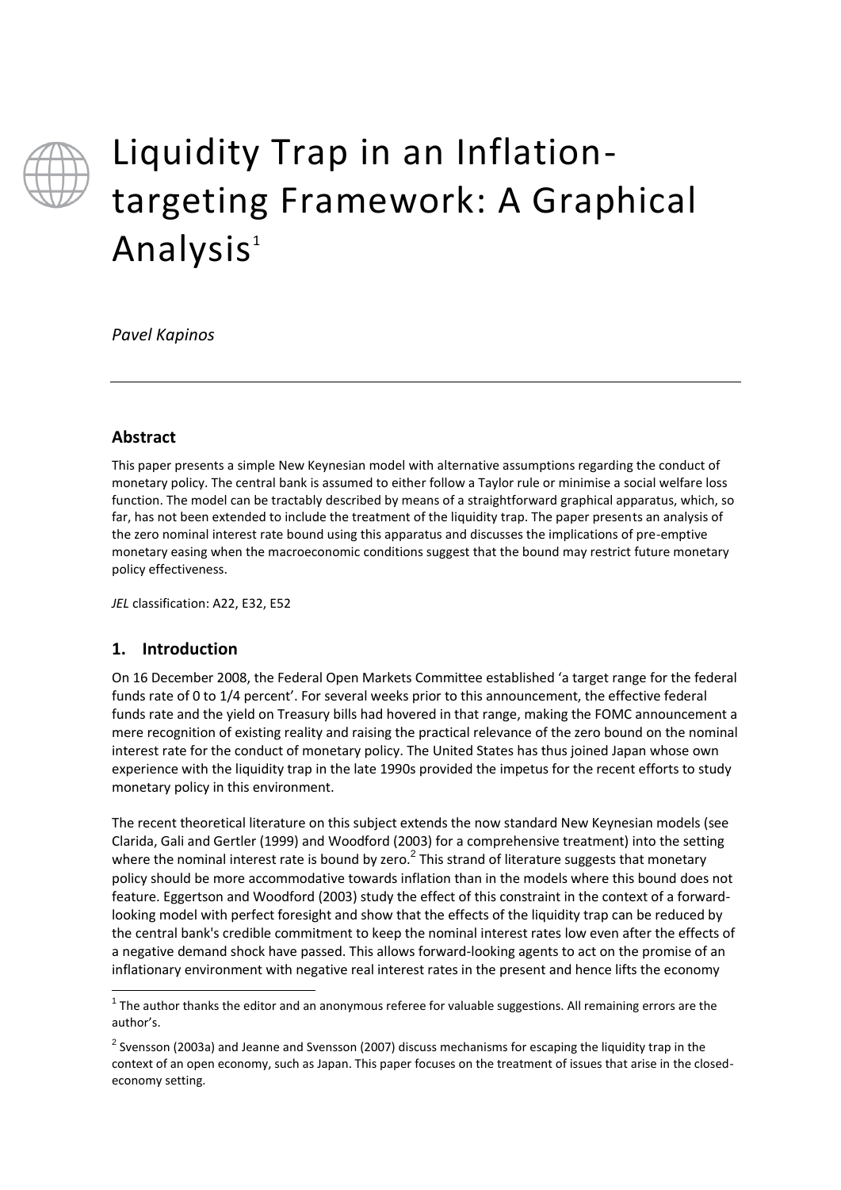# Liquidity Trap in an Inflation-targeting Framework: A Graphical Analysis[1]

*Pavel Kapinos*

## Abstract

This paper presents a simple New Keynesian model with alternative assumptions regarding the conduct of monetary policy. The central bank is assumed to either follow a Taylor rule or minimise a social welfare loss function. The model can be tractably described by means of a straightforward graphical apparatus, which, so far, has not been extended to include the treatment of the liquidity trap. The paper presents an analysis of the zero nominal interest rate bound using this apparatus and discusses the implications of pre-emptive monetary easing when the macroeconomic conditions suggest that the bound may restrict future monetary policy effectiveness.

*JEL* classification: A22, E32, E52

## 1. Introduction

On 16 December 2008, the Federal Open Markets Committee established 'a target range for the federal funds rate of 0 to 1/4 percent'. For several weeks prior to this announcement, the effective federal funds rate and the yield on Treasury bills had hovered in that range, making the FOMC announcement a mere recognition of existing reality and raising the practical relevance of the zero bound on the nominal interest rate for the conduct of monetary policy. The United States has thus joined Japan whose own experience with the liquidity trap in the late 1990s provided the impetus for the recent efforts to study monetary policy in this environment.

The recent theoretical literature on this subject extends the now standard New Keynesian models (see Clarida, Gali and Gertler (1999) and Woodford (2003) for a comprehensive treatment) into the setting where the nominal interest rate is bound by zero.[2] This strand of literature suggests that monetary policy should be more accommodative towards inflation than in the models where this bound does not feature. Eggertson and Woodford (2003) study the effect of this constraint in the context of a forward-looking model with perfect foresight and show that the effects of the liquidity trap can be reduced by the central bank's credible commitment to keep the nominal interest rates low even after the effects of a negative demand shock have passed. This allows forward-looking agents to act on the promise of an inflationary environment with negative real interest rates in the present and hence lifts the economy

---

[1] The author thanks the editor and an anonymous referee for valuable suggestions. All remaining errors are the author's.

[2] Svensson (2003a) and Jeanne and Svensson (2007) discuss mechanisms for escaping the liquidity trap in the context of an open economy, such as Japan. This paper focuses on the treatment of issues that arise in the closed-economy setting.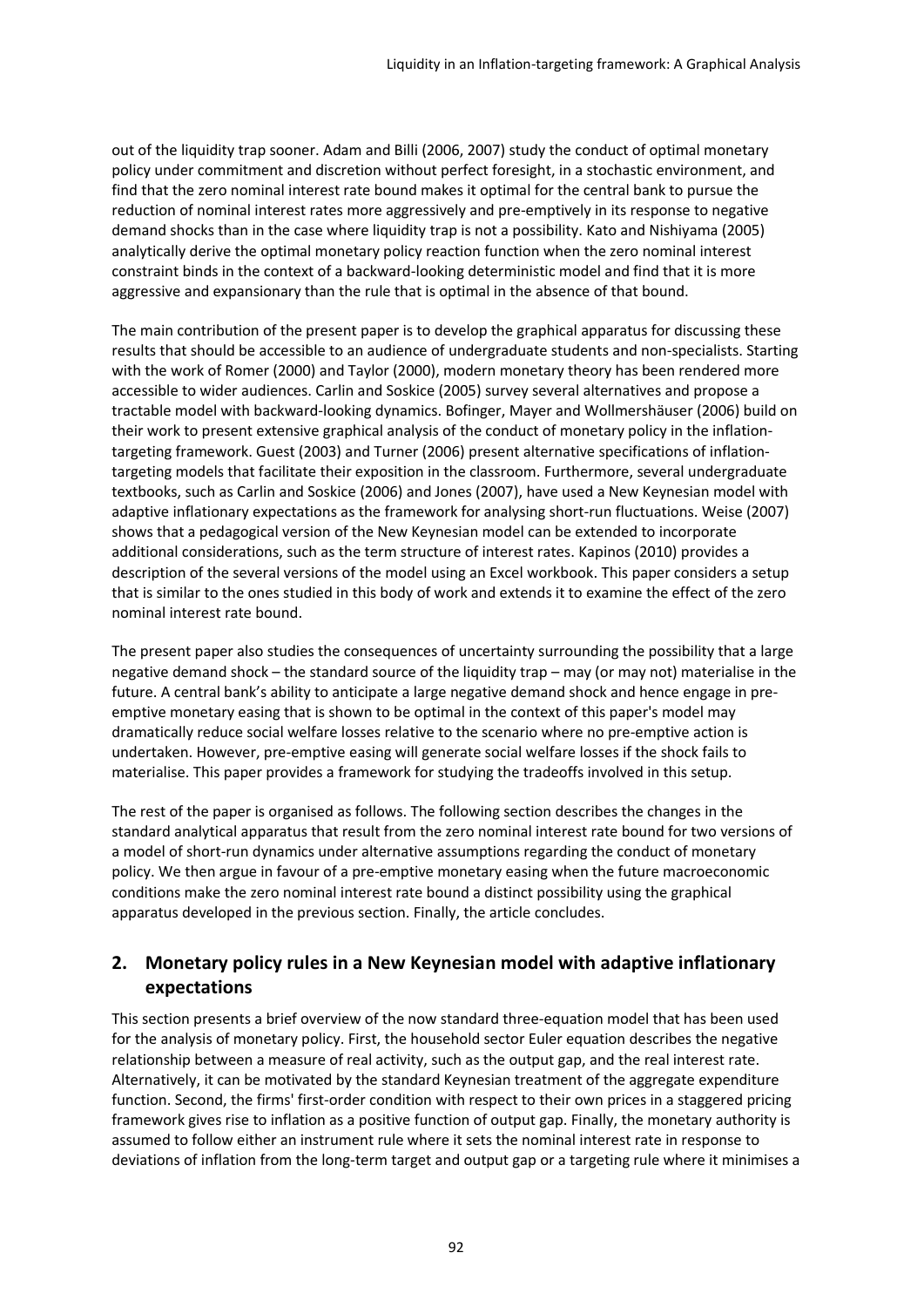out of the liquidity trap sooner. Adam and Billi (2006, 2007) study the conduct of optimal monetary policy under commitment and discretion without perfect foresight, in a stochastic environment, and find that the zero nominal interest rate bound makes it optimal for the central bank to pursue the reduction of nominal interest rates more aggressively and pre-emptively in its response to negative demand shocks than in the case where liquidity trap is not a possibility. Kato and Nishiyama (2005) analytically derive the optimal monetary policy reaction function when the zero nominal interest constraint binds in the context of a backward-looking deterministic model and find that it is more aggressive and expansionary than the rule that is optimal in the absence of that bound.

The main contribution of the present paper is to develop the graphical apparatus for discussing these results that should be accessible to an audience of undergraduate students and non-specialists. Starting with the work of Romer (2000) and Taylor (2000), modern monetary theory has been rendered more accessible to wider audiences. Carlin and Soskice (2005) survey several alternatives and propose a tractable model with backward-looking dynamics. Bofinger, Mayer and Wollmershäuser (2006) build on their work to present extensive graphical analysis of the conduct of monetary policy in the inflation-targeting framework. Guest (2003) and Turner (2006) present alternative specifications of inflation-targeting models that facilitate their exposition in the classroom. Furthermore, several undergraduate textbooks, such as Carlin and Soskice (2006) and Jones (2007), have used a New Keynesian model with adaptive inflationary expectations as the framework for analysing short-run fluctuations. Weise (2007) shows that a pedagogical version of the New Keynesian model can be extended to incorporate additional considerations, such as the term structure of interest rates. Kapinos (2010) provides a description of the several versions of the model using an Excel workbook. This paper considers a setup that is similar to the ones studied in this body of work and extends it to examine the effect of the zero nominal interest rate bound.

The present paper also studies the consequences of uncertainty surrounding the possibility that a large negative demand shock – the standard source of the liquidity trap – may (or may not) materialise in the future. A central bank's ability to anticipate a large negative demand shock and hence engage in pre-emptive monetary easing that is shown to be optimal in the context of this paper's model may dramatically reduce social welfare losses relative to the scenario where no pre-emptive action is undertaken. However, pre-emptive easing will generate social welfare losses if the shock fails to materialise. This paper provides a framework for studying the tradeoffs involved in this setup.

The rest of the paper is organised as follows. The following section describes the changes in the standard analytical apparatus that result from the zero nominal interest rate bound for two versions of a model of short-run dynamics under alternative assumptions regarding the conduct of monetary policy. We then argue in favour of a pre-emptive monetary easing when the future macroeconomic conditions make the zero nominal interest rate bound a distinct possibility using the graphical apparatus developed in the previous section. Finally, the article concludes.

## 2. Monetary policy rules in a New Keynesian model with adaptive inflationary expectations

This section presents a brief overview of the now standard three-equation model that has been used for the analysis of monetary policy. First, the household sector Euler equation describes the negative relationship between a measure of real activity, such as the output gap, and the real interest rate. Alternatively, it can be motivated by the standard Keynesian treatment of the aggregate expenditure function. Second, the firms' first-order condition with respect to their own prices in a staggered pricing framework gives rise to inflation as a positive function of output gap. Finally, the monetary authority is assumed to follow either an instrument rule where it sets the nominal interest rate in response to deviations of inflation from the long-term target and output gap or a targeting rule where it minimises a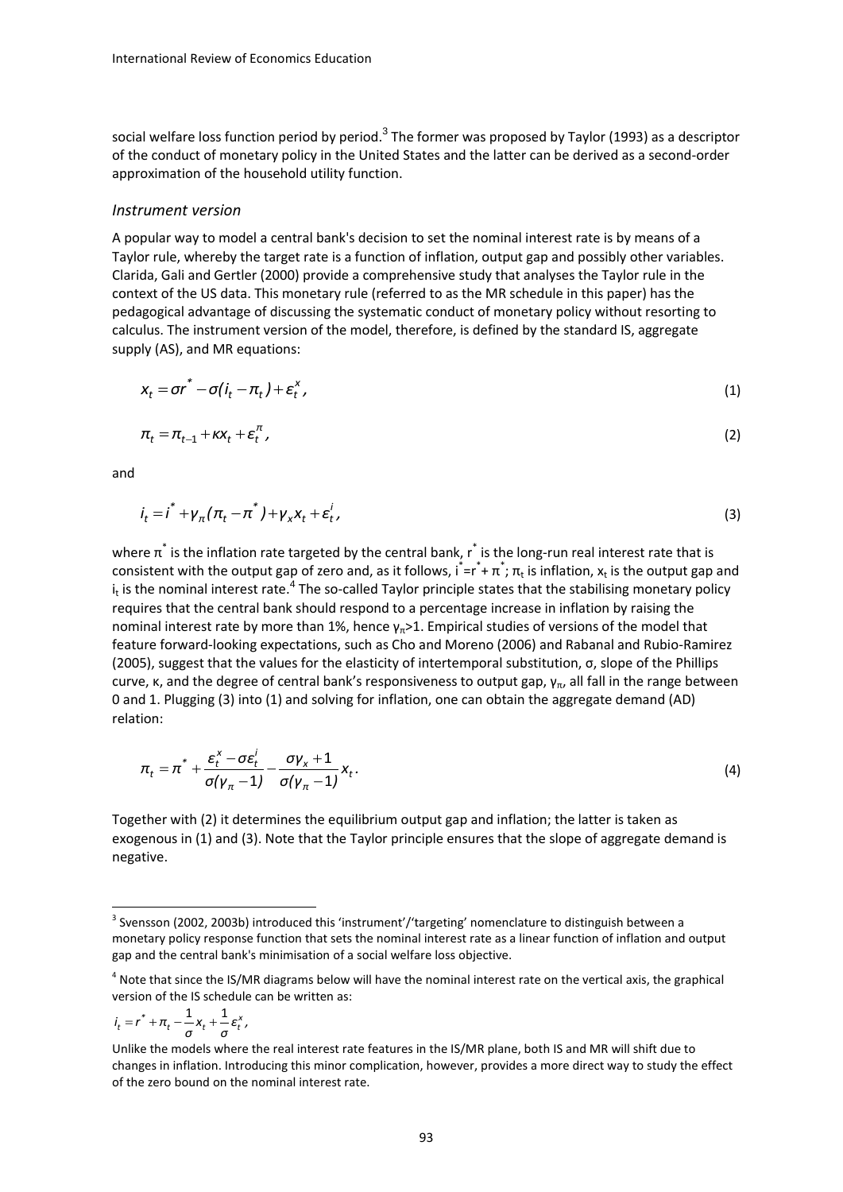social welfare loss function period by period.[3] The former was proposed by Taylor (1993) as a descriptor of the conduct of monetary policy in the United States and the latter can be derived as a second-order approximation of the household utility function.

### *Instrument version*

A popular way to model a central bank's decision to set the nominal interest rate is by means of a Taylor rule, whereby the target rate is a function of inflation, output gap and possibly other variables. Clarida, Gali and Gertler (2000) provide a comprehensive study that analyses the Taylor rule in the context of the US data. This monetary rule (referred to as the MR schedule in this paper) has the pedagogical advantage of discussing the systematic conduct of monetary policy without resorting to calculus. The instrument version of the model, therefore, is defined by the standard IS, aggregate supply (AS), and MR equations:

$$x_t = \sigma r^* - \sigma(i_t - \pi_t) + \varepsilon_t^x, \tag{1}$$

$$\pi_t = \pi_{t-1} + \kappa x_t + \varepsilon_t^\pi, \tag{2}$$

and

$$i_t = i^* + \gamma_\pi(\pi_t - \pi^*) + \gamma_x x_t + \varepsilon_t^i, \tag{3}$$

where $\pi^*$ is the inflation rate targeted by the central bank, $r^*$ is the long-run real interest rate that is consistent with the output gap of zero and, as it follows, $i^* = r^* + \pi^*$; $\pi_t$ is inflation, $x_t$ is the output gap and $i_t$ is the nominal interest rate.[4] The so-called Taylor principle states that the stabilising monetary policy requires that the central bank should respond to a percentage increase in inflation by raising the nominal interest rate by more than 1%, hence $\gamma_\pi > 1$. Empirical studies of versions of the model that feature forward-looking expectations, such as Cho and Moreno (2006) and Rabanal and Rubio-Ramirez (2005), suggest that the values for the elasticity of intertemporal substitution, $\sigma$, slope of the Phillips curve, $\kappa$, and the degree of central bank's responsiveness to output gap, $\gamma_\pi$, all fall in the range between 0 and 1. Plugging (3) into (1) and solving for inflation, one can obtain the aggregate demand (AD) relation:

$$\pi_t = \pi^* + \frac{\varepsilon_t^x - \sigma\varepsilon_t^i}{\sigma(\gamma_\pi - 1)} - \frac{\sigma\gamma_x + 1}{\sigma(\gamma_\pi - 1)} x_t. \tag{4}$$

Together with (2) it determines the equilibrium output gap and inflation; the latter is taken as exogenous in (1) and (3). Note that the Taylor principle ensures that the slope of aggregate demand is negative.

---

[3] Svensson (2002, 2003b) introduced this 'instrument'/'targeting' nomenclature to distinguish between a monetary policy response function that sets the nominal interest rate as a linear function of inflation and output gap and the central bank's minimisation of a social welfare loss objective.

[4] Note that since the IS/MR diagrams below will have the nominal interest rate on the vertical axis, the graphical version of the IS schedule can be written as:

$$i_t = r^* + \pi_t - \frac{1}{\sigma} x_t + \frac{1}{\sigma} \varepsilon_t^x,$$

Unlike the models where the real interest rate features in the IS/MR plane, both IS and MR will shift due to changes in inflation. Introducing this minor complication, however, provides a more direct way to study the effect of the zero bound on the nominal interest rate.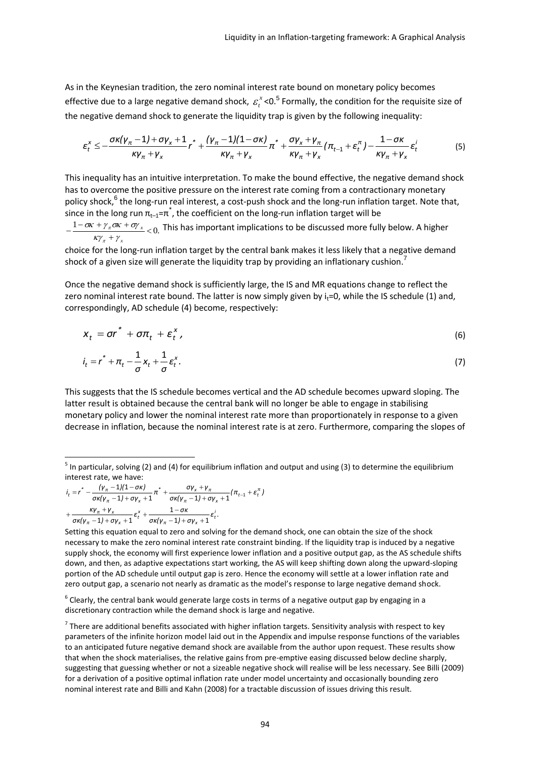As in the Keynesian tradition, the zero nominal interest rate bound on monetary policy becomes effective due to a large negative demand shock, $\varepsilon_t^x<0$.[5] Formally, the condition for the requisite size of the negative demand shock to generate the liquidity trap is given by the following inequality:

$$\varepsilon_t^x \le -\frac{\sigma\kappa(\gamma_\pi - 1) + \sigma\gamma_x + 1}{\kappa\gamma_\pi + \gamma_x} r^* + \frac{(\gamma_\pi - 1)(1 - \sigma\kappa)}{\kappa\gamma_\pi + \gamma_x}\pi^* + \frac{\sigma\gamma_x + \gamma_\pi}{\kappa\gamma_\pi + \gamma_x}(\pi_{t-1} + \varepsilon_t^\pi) - \frac{1 - \sigma\kappa}{\kappa\gamma_\pi + \gamma_x}\varepsilon_t^i \tag{5}$$

This inequality has an intuitive interpretation. To make the bound effective, the negative demand shock has to overcome the positive pressure on the interest rate coming from a contractionary monetary policy shock,[6] the long-run real interest, a cost-push shock and the long-run inflation target. Note that, since in the long run $\pi_{t-1}=\pi^*$, the coefficient on the long-run inflation target will be $-\frac{1-\sigma\kappa+\gamma_\pi\sigma\kappa+\sigma\gamma_x}{\kappa\gamma_\pi+\gamma_x}<0.$ This has important implications to be discussed more fully below. A higher choice for the long-run inflation target by the central bank makes it less likely that a negative demand shock of a given size will generate the liquidity trap by providing an inflationary cushion.[7]

Once the negative demand shock is sufficiently large, the IS and MR equations change to reflect the zero nominal interest rate bound. The latter is now simply given by $i_t=0$, while the IS schedule (1) and, correspondingly, AD schedule (4) become, respectively:

$$x_t = \sigma r^* + \sigma\pi_t + \varepsilon_t^x, \tag{6}$$

$$i_t = r^* + \pi_t - \frac{1}{\sigma}x_t + \frac{1}{\sigma}\varepsilon_t^x. \tag{7}$$

This suggests that the IS schedule becomes vertical and the AD schedule becomes upward sloping. The latter result is obtained because the central bank will no longer be able to engage in stabilising monetary policy and lower the nominal interest rate more than proportionately in response to a given decrease in inflation, because the nominal interest rate is at zero. Furthermore, comparing the slopes of

---

[5] In particular, solving (2) and (4) for equilibrium inflation and output and using (3) to determine the equilibrium interest rate, we have:

$$i_t = r^* - \frac{(\gamma_\pi - 1)(1-\sigma\kappa)}{\sigma\kappa(\gamma_\pi - 1) + \sigma\gamma_x + 1}\pi^* + \frac{\sigma\gamma_x + \gamma_\pi}{\sigma\kappa(\gamma_\pi - 1) + \sigma\gamma_x + 1}(\pi_{t-1} + \varepsilon_t^\pi)$$
$$+ \frac{\kappa\gamma_\pi + \gamma_x}{\sigma\kappa(\gamma_\pi - 1) + \sigma\gamma_x + 1}\varepsilon_t^x + \frac{1-\sigma\kappa}{\sigma\kappa(\gamma_\pi - 1) + \sigma\gamma_x + 1}\varepsilon_t^i.$$

Setting this equation equal to zero and solving for the demand shock, one can obtain the size of the shock necessary to make the zero nominal interest rate constraint binding. If the liquidity trap is induced by a negative supply shock, the economy will first experience lower inflation and a positive output gap, as the AS schedule shifts down, and then, as adaptive expectations start working, the AS will keep shifting down along the upward-sloping portion of the AD schedule until output gap is zero. Hence the economy will settle at a lower inflation rate and zero output gap, a scenario not nearly as dramatic as the model's response to large negative demand shock.

[6] Clearly, the central bank would generate large costs in terms of a negative output gap by engaging in a discretionary contraction while the demand shock is large and negative.

[7] There are additional benefits associated with higher inflation targets. Sensitivity analysis with respect to key parameters of the infinite horizon model laid out in the Appendix and impulse response functions of the variables to an anticipated future negative demand shock are available from the author upon request. These results show that when the shock materialises, the relative gains from pre-emptive easing discussed below decline sharply, suggesting that guessing whether or not a sizeable negative shock will realise will be less necessary. See Billi (2009) for a derivation of a positive optimal inflation rate under model uncertainty and occasionally bounding zero nominal interest rate and Billi and Kahn (2008) for a tractable discussion of issues driving this result.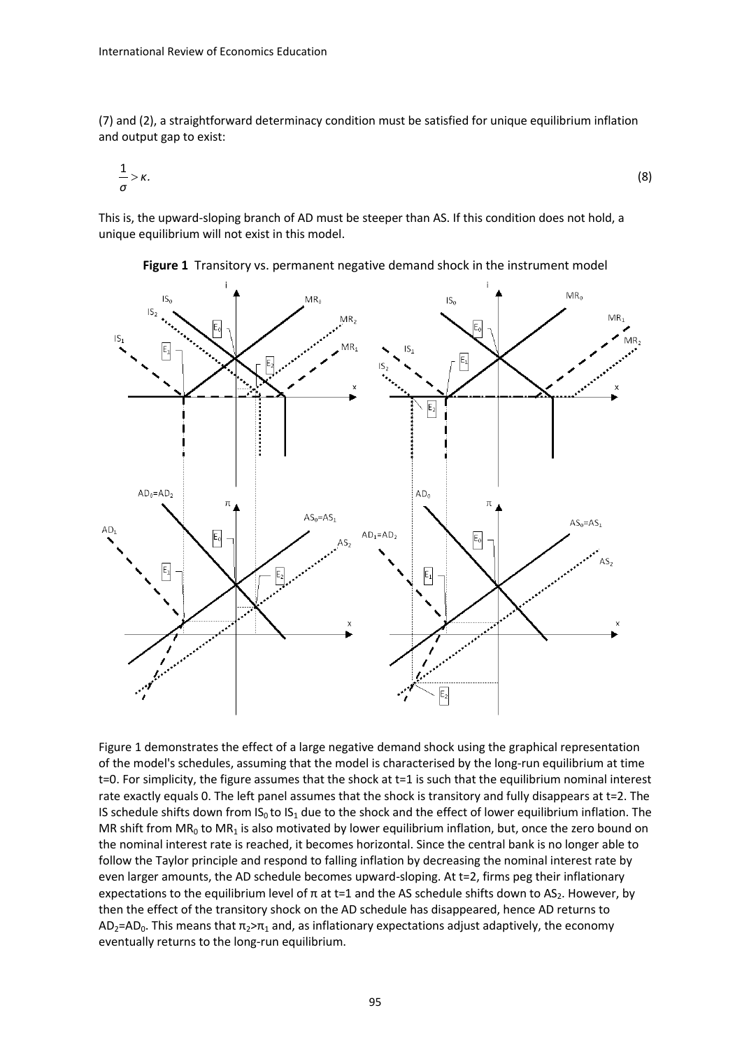(7) and (2), a straightforward determinacy condition must be satisfied for unique equilibrium inflation and output gap to exist:

$$\frac{1}{\sigma} > \kappa. \tag{8}$$

This is, the upward-sloping branch of AD must be steeper than AS. If this condition does not hold, a unique equilibrium will not exist in this model.

**Figure 1** Transitory vs. permanent negative demand shock in the instrument model

Figure 1 demonstrates the effect of a large negative demand shock using the graphical representation of the model's schedules, assuming that the model is characterised by the long-run equilibrium at time t=0. For simplicity, the figure assumes that the shock at t=1 is such that the equilibrium nominal interest rate exactly equals 0. The left panel assumes that the shock is transitory and fully disappears at t=2. The IS schedule shifts down from $IS_0$ to $IS_1$ due to the shock and the effect of lower equilibrium inflation. The MR shift from $MR_0$ to $MR_1$ is also motivated by lower equilibrium inflation, but, once the zero bound on the nominal interest rate is reached, it becomes horizontal. Since the central bank is no longer able to follow the Taylor principle and respond to falling inflation by decreasing the nominal interest rate by even larger amounts, the AD schedule becomes upward-sloping. At t=2, firms peg their inflationary expectations to the equilibrium level of $\pi$ at t=1 and the AS schedule shifts down to $AS_2$. However, by then the effect of the transitory shock on the AD schedule has disappeared, hence AD returns to $AD_2$=$AD_0$. This means that $\pi_2$>$\pi_1$ and, as inflationary expectations adjust adaptively, the economy eventually returns to the long-run equilibrium.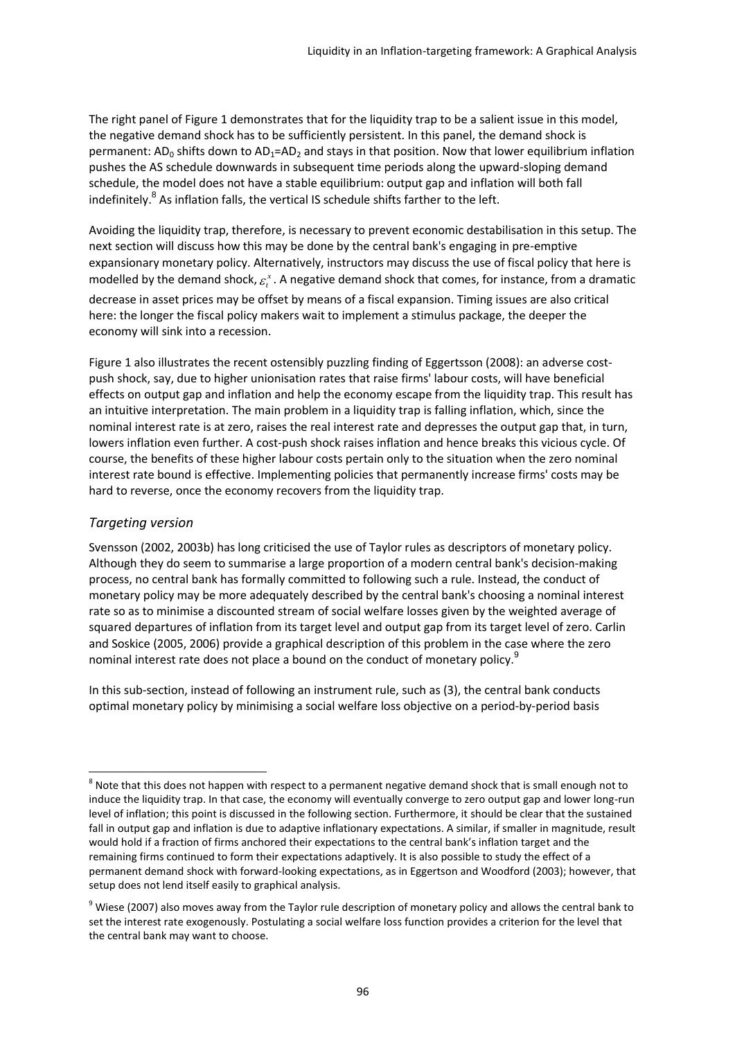The right panel of Figure 1 demonstrates that for the liquidity trap to be a salient issue in this model, the negative demand shock has to be sufficiently persistent. In this panel, the demand shock is permanent: $AD_0$ shifts down to $AD_1$=$AD_2$ and stays in that position. Now that lower equilibrium inflation pushes the AS schedule downwards in subsequent time periods along the upward-sloping demand schedule, the model does not have a stable equilibrium: output gap and inflation will both fall indefinitely.[8] As inflation falls, the vertical IS schedule shifts farther to the left.

Avoiding the liquidity trap, therefore, is necessary to prevent economic destabilisation in this setup. The next section will discuss how this may be done by the central bank's engaging in pre-emptive expansionary monetary policy. Alternatively, instructors may discuss the use of fiscal policy that here is modelled by the demand shock, $\varepsilon_t^x$. A negative demand shock that comes, for instance, from a dramatic decrease in asset prices may be offset by means of a fiscal expansion. Timing issues are also critical here: the longer the fiscal policy makers wait to implement a stimulus package, the deeper the economy will sink into a recession.

Figure 1 also illustrates the recent ostensibly puzzling finding of Eggertsson (2008): an adverse cost-push shock, say, due to higher unionisation rates that raise firms' labour costs, will have beneficial effects on output gap and inflation and help the economy escape from the liquidity trap. This result has an intuitive interpretation. The main problem in a liquidity trap is falling inflation, which, since the nominal interest rate is at zero, raises the real interest rate and depresses the output gap that, in turn, lowers inflation even further. A cost-push shock raises inflation and hence breaks this vicious cycle. Of course, the benefits of these higher labour costs pertain only to the situation when the zero nominal interest rate bound is effective. Implementing policies that permanently increase firms' costs may be hard to reverse, once the economy recovers from the liquidity trap.

### *Targeting version*

Svensson (2002, 2003b) has long criticised the use of Taylor rules as descriptors of monetary policy. Although they do seem to summarise a large proportion of a modern central bank's decision-making process, no central bank has formally committed to following such a rule. Instead, the conduct of monetary policy may be more adequately described by the central bank's choosing a nominal interest rate so as to minimise a discounted stream of social welfare losses given by the weighted average of squared departures of inflation from its target level and output gap from its target level of zero. Carlin and Soskice (2005, 2006) provide a graphical description of this problem in the case where the zero nominal interest rate does not place a bound on the conduct of monetary policy.[9]

In this sub-section, instead of following an instrument rule, such as (3), the central bank conducts optimal monetary policy by minimising a social welfare loss objective on a period-by-period basis

---

[8] Note that this does not happen with respect to a permanent negative demand shock that is small enough not to induce the liquidity trap. In that case, the economy will eventually converge to zero output gap and lower long-run level of inflation; this point is discussed in the following section. Furthermore, it should be clear that the sustained fall in output gap and inflation is due to adaptive inflationary expectations. A similar, if smaller in magnitude, result would hold if a fraction of firms anchored their expectations to the central bank's inflation target and the remaining firms continued to form their expectations adaptively. It is also possible to study the effect of a permanent demand shock with forward-looking expectations, as in Eggertson and Woodford (2003); however, that setup does not lend itself easily to graphical analysis.

[9] Wiese (2007) also moves away from the Taylor rule description of monetary policy and allows the central bank to set the interest rate exogenously. Postulating a social welfare loss function provides a criterion for the level that the central bank may want to choose.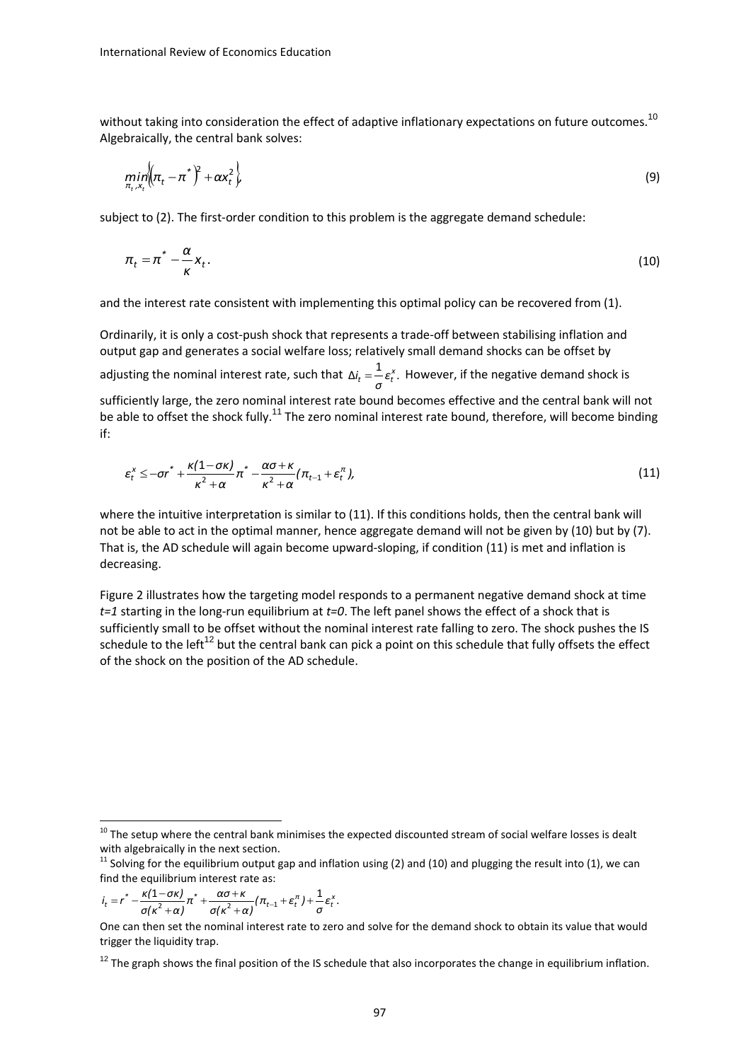without taking into consideration the effect of adaptive inflationary expectations on future outcomes.[10] Algebraically, the central bank solves:

$$\min_{\pi_t, x_t} \left\{ (\pi_t - \pi^*)^2 + \alpha x_t^2 \right\}, \tag{9}$$

subject to (2). The first-order condition to this problem is the aggregate demand schedule:

$$\pi_t = \pi^* - \frac{\alpha}{\kappa} x_t. \tag{10}$$

and the interest rate consistent with implementing this optimal policy can be recovered from (1).

Ordinarily, it is only a cost-push shock that represents a trade-off between stabilising inflation and output gap and generates a social welfare loss; relatively small demand shocks can be offset by adjusting the nominal interest rate, such that $\Delta i_t = \frac{1}{\sigma} \varepsilon_t^x$. However, if the negative demand shock is sufficiently large, the zero nominal interest rate bound becomes effective and the central bank will not be able to offset the shock fully.[11] The zero nominal interest rate bound, therefore, will become binding if:

$$\varepsilon_t^x \leq -\sigma r^* + \frac{\kappa(1-\sigma\kappa)}{\kappa^2 + \alpha} \pi^* - \frac{\alpha\sigma + \kappa}{\kappa^2 + \alpha} (\pi_{t-1} + \varepsilon_t^\pi), \tag{11}$$

where the intuitive interpretation is similar to (11). If this conditions holds, then the central bank will not be able to act in the optimal manner, hence aggregate demand will not be given by (10) but by (7). That is, the AD schedule will again become upward-sloping, if condition (11) is met and inflation is decreasing.

Figure 2 illustrates how the targeting model responds to a permanent negative demand shock at time *t=1* starting in the long-run equilibrium at *t=0*. The left panel shows the effect of a shock that is sufficiently small to be offset without the nominal interest rate falling to zero. The shock pushes the IS schedule to the left[12] but the central bank can pick a point on this schedule that fully offsets the effect of the shock on the position of the AD schedule.

---

[10] The setup where the central bank minimises the expected discounted stream of social welfare losses is dealt with algebraically in the next section.

[11] Solving for the equilibrium output gap and inflation using (2) and (10) and plugging the result into (1), we can find the equilibrium interest rate as:

$$i_t = r^* - \frac{\kappa(1-\sigma\kappa)}{\sigma(\kappa^2 + \alpha)} \pi^* + \frac{\alpha\sigma + \kappa}{\sigma(\kappa^2 + \alpha)} (\pi_{t-1} + \varepsilon_t^\pi) + \frac{1}{\sigma} \varepsilon_t^x.$$

One can then set the nominal interest rate to zero and solve for the demand shock to obtain its value that would trigger the liquidity trap.

[12] The graph shows the final position of the IS schedule that also incorporates the change in equilibrium inflation.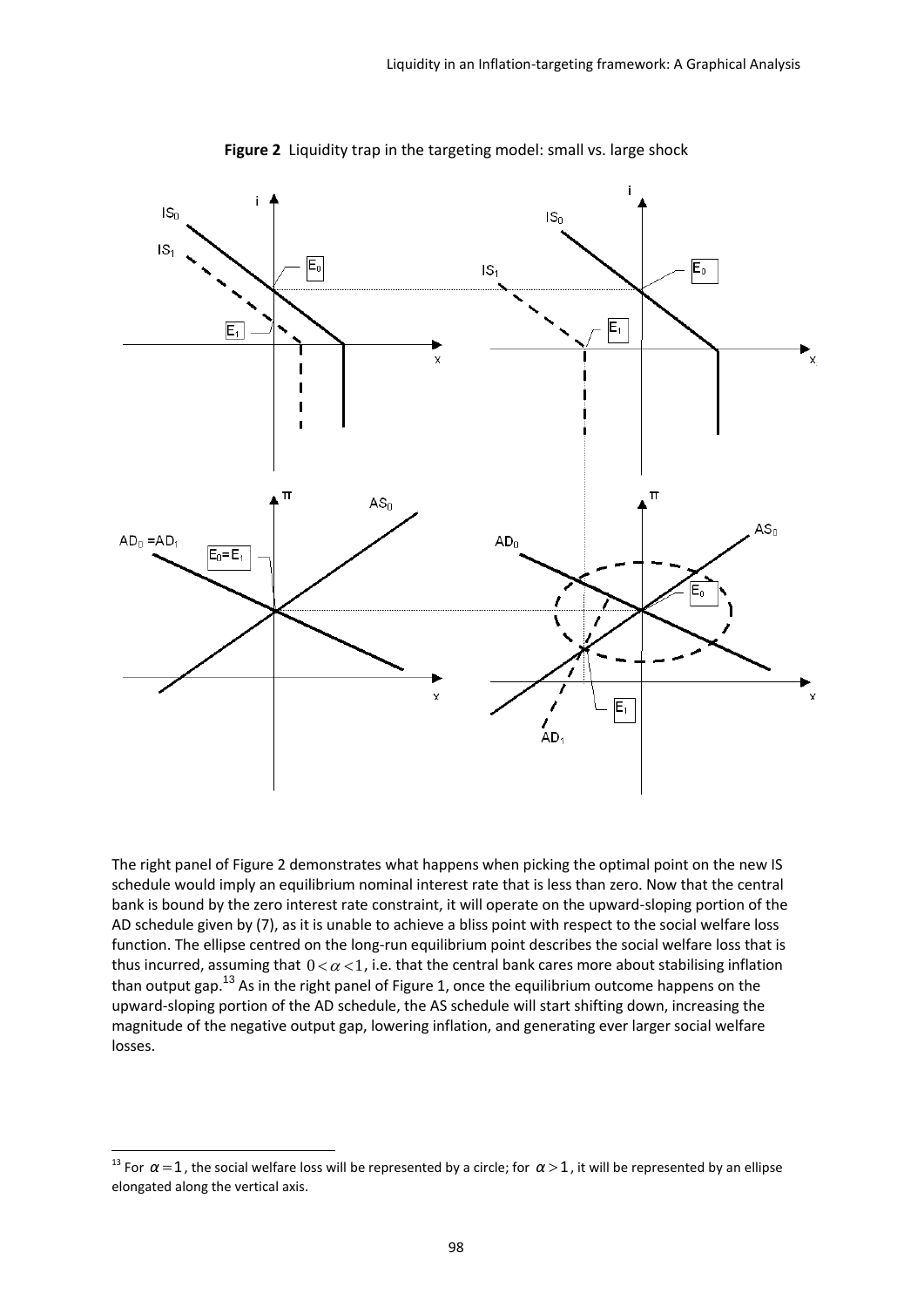**Figure 2** Liquidity trap in the targeting model: small vs. large shock

The right panel of Figure 2 demonstrates what happens when picking the optimal point on the new IS schedule would imply an equilibrium nominal interest rate that is less than zero. Now that the central bank is bound by the zero interest rate constraint, it will operate on the upward-sloping portion of the AD schedule given by (7), as it is unable to achieve a bliss point with respect to the social welfare loss function. The ellipse centred on the long-run equilibrium point describes the social welfare loss that is thus incurred, assuming that $0 < \alpha < 1$, i.e. that the central bank cares more about stabilising inflation than output gap.[13] As in the right panel of Figure 1, once the equilibrium outcome happens on the upward-sloping portion of the AD schedule, the AS schedule will start shifting down, increasing the magnitude of the negative output gap, lowering inflation, and generating ever larger social welfare losses.

[13] For $\alpha = 1$, the social welfare loss will be represented by a circle; for $\alpha > 1$, it will be represented by an ellipse elongated along the vertical axis.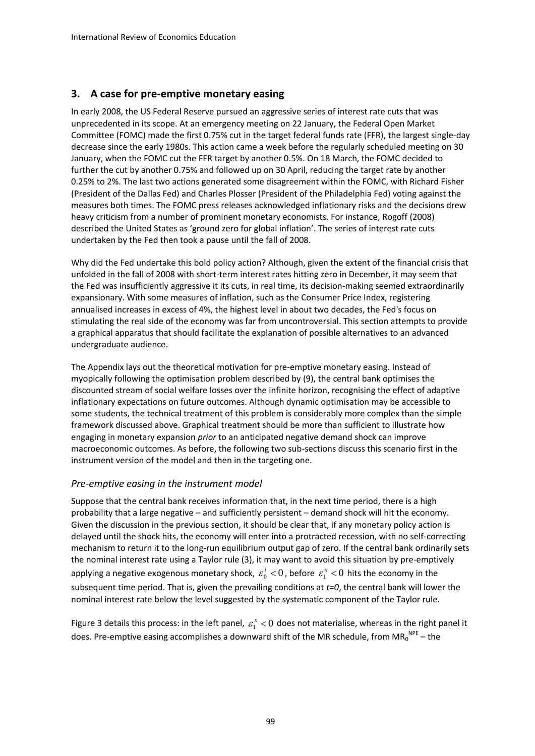## 3. A case for pre-emptive monetary easing

In early 2008, the US Federal Reserve pursued an aggressive series of interest rate cuts that was unprecedented in its scope. At an emergency meeting on 22 January, the Federal Open Market Committee (FOMC) made the first 0.75% cut in the target federal funds rate (FFR), the largest single-day decrease since the early 1980s. This action came a week before the regularly scheduled meeting on 30 January, when the FOMC cut the FFR target by another 0.5%. On 18 March, the FOMC decided to further the cut by another 0.75% and followed up on 30 April, reducing the target rate by another 0.25% to 2%. The last two actions generated some disagreement within the FOMC, with Richard Fisher (President of the Dallas Fed) and Charles Plosser (President of the Philadelphia Fed) voting against the measures both times. The FOMC press releases acknowledged inflationary risks and the decisions drew heavy criticism from a number of prominent monetary economists. For instance, Rogoff (2008) described the United States as 'ground zero for global inflation'. The series of interest rate cuts undertaken by the Fed then took a pause until the fall of 2008.

Why did the Fed undertake this bold policy action? Although, given the extent of the financial crisis that unfolded in the fall of 2008 with short-term interest rates hitting zero in December, it may seem that the Fed was insufficiently aggressive it its cuts, in real time, its decision-making seemed extraordinarily expansionary. With some measures of inflation, such as the Consumer Price Index, registering annualised increases in excess of 4%, the highest level in about two decades, the Fed's focus on stimulating the real side of the economy was far from uncontroversial. This section attempts to provide a graphical apparatus that should facilitate the explanation of possible alternatives to an advanced undergraduate audience.

The Appendix lays out the theoretical motivation for pre-emptive monetary easing. Instead of myopically following the optimisation problem described by (9), the central bank optimises the discounted stream of social welfare losses over the infinite horizon, recognising the effect of adaptive inflationary expectations on future outcomes. Although dynamic optimisation may be accessible to some students, the technical treatment of this problem is considerably more complex than the simple framework discussed above. Graphical treatment should be more than sufficient to illustrate how engaging in monetary expansion *prior* to an anticipated negative demand shock can improve macroeconomic outcomes. As before, the following two sub-sections discuss this scenario first in the instrument version of the model and then in the targeting one.

### *Pre-emptive easing in the instrument model*

Suppose that the central bank receives information that, in the next time period, there is a high probability that a large negative – and sufficiently persistent – demand shock will hit the economy. Given the discussion in the previous section, it should be clear that, if any monetary policy action is delayed until the shock hits, the economy will enter into a protracted recession, with no self-correcting mechanism to return it to the long-run equilibrium output gap of zero. If the central bank ordinarily sets the nominal interest rate using a Taylor rule (3), it may want to avoid this situation by pre-emptively applying a negative exogenous monetary shock, $\varepsilon_0^i < 0$, before $\varepsilon_1^x < 0$ hits the economy in the subsequent time period. That is, given the prevailing conditions at *t=0*, the central bank will lower the nominal interest rate below the level suggested by the systematic component of the Taylor rule.

Figure 3 details this process: in the left panel, $\varepsilon_1^x < 0$ does not materialise, whereas in the right panel it does. Pre-emptive easing accomplishes a downward shift of the MR schedule, from $MR_0^{NPE}$ – the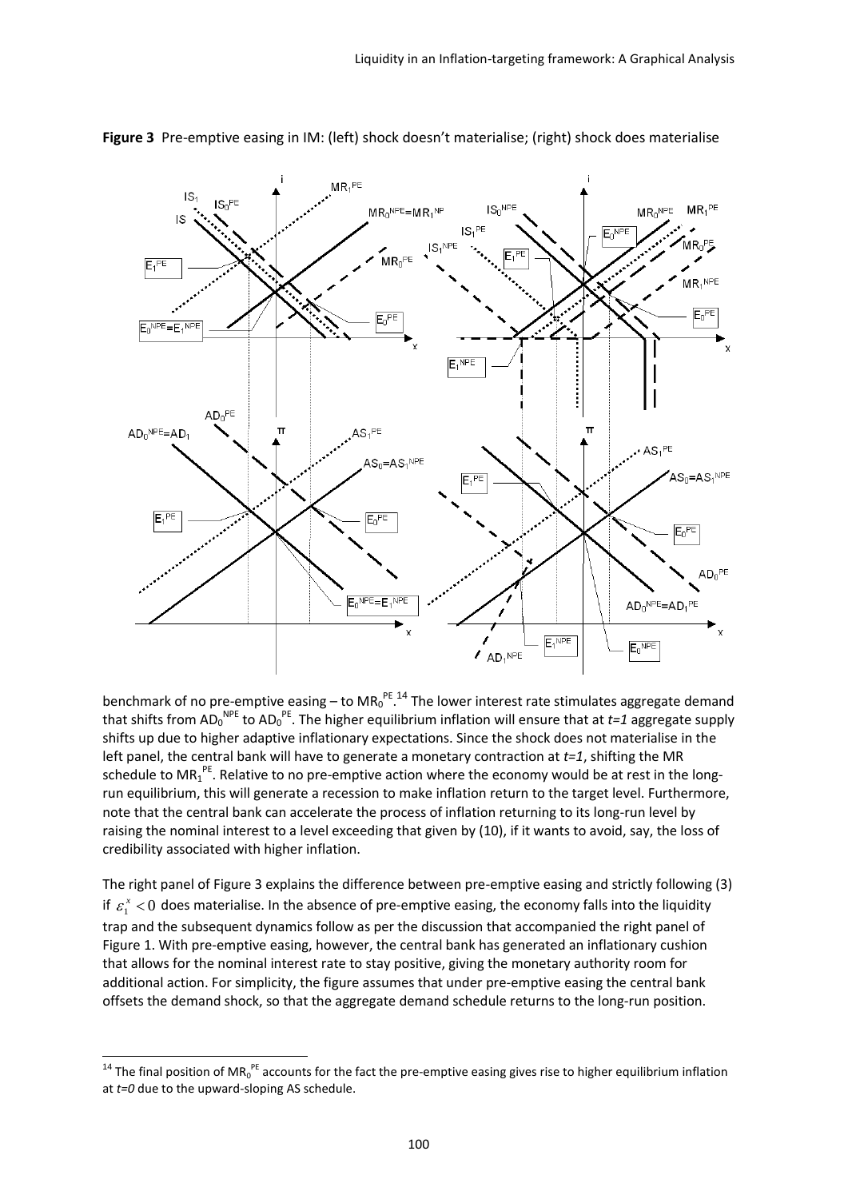**Figure 3** Pre-emptive easing in IM: (left) shock doesn't materialise; (right) shock does materialise

benchmark of no pre-emptive easing – to $MR_0^{PE}$.[14] The lower interest rate stimulates aggregate demand that shifts from $AD_0^{NPE}$ to $AD_0^{PE}$. The higher equilibrium inflation will ensure that at *t=1* aggregate supply shifts up due to higher adaptive inflationary expectations. Since the shock does not materialise in the left panel, the central bank will have to generate a monetary contraction at *t=1*, shifting the MR schedule to $MR_1^{PE}$. Relative to no pre-emptive action where the economy would be at rest in the long-run equilibrium, this will generate a recession to make inflation return to the target level. Furthermore, note that the central bank can accelerate the process of inflation returning to its long-run level by raising the nominal interest to a level exceeding that given by (10), if it wants to avoid, say, the loss of credibility associated with higher inflation.

The right panel of Figure 3 explains the difference between pre-emptive easing and strictly following (3) if $\varepsilon_1^x < 0$ does materialise. In the absence of pre-emptive easing, the economy falls into the liquidity trap and the subsequent dynamics follow as per the discussion that accompanied the right panel of Figure 1. With pre-emptive easing, however, the central bank has generated an inflationary cushion that allows for the nominal interest rate to stay positive, giving the monetary authority room for additional action. For simplicity, the figure assumes that under pre-emptive easing the central bank offsets the demand shock, so that the aggregate demand schedule returns to the long-run position.

[14] The final position of $MR_0^{PE}$ accounts for the fact the pre-emptive easing gives rise to higher equilibrium inflation at *t=0* due to the upward-sloping AS schedule.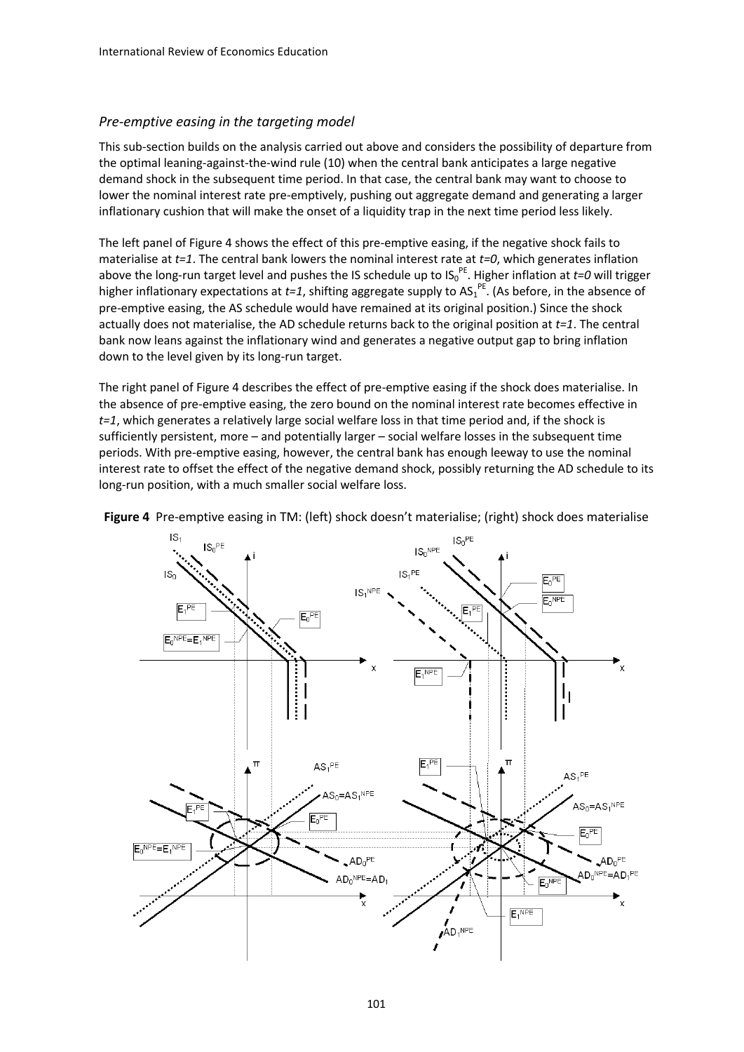### *Pre-emptive easing in the targeting model*

This sub-section builds on the analysis carried out above and considers the possibility of departure from the optimal leaning-against-the-wind rule (10) when the central bank anticipates a large negative demand shock in the subsequent time period. In that case, the central bank may want to choose to lower the nominal interest rate pre-emptively, pushing out aggregate demand and generating a larger inflationary cushion that will make the onset of a liquidity trap in the next time period less likely.

The left panel of Figure 4 shows the effect of this pre-emptive easing, if the negative shock fails to materialise at *t=1*. The central bank lowers the nominal interest rate at *t=0*, which generates inflation above the long-run target level and pushes the IS schedule up to $IS_0^{PE}$. Higher inflation at *t=0* will trigger higher inflationary expectations at *t=1*, shifting aggregate supply to $AS_1^{PE}$. (As before, in the absence of pre-emptive easing, the AS schedule would have remained at its original position.) Since the shock actually does not materialise, the AD schedule returns back to the original position at *t=1*. The central bank now leans against the inflationary wind and generates a negative output gap to bring inflation down to the level given by its long-run target.

The right panel of Figure 4 describes the effect of pre-emptive easing if the shock does materialise. In the absence of pre-emptive easing, the zero bound on the nominal interest rate becomes effective in *t=1*, which generates a relatively large social welfare loss in that time period and, if the shock is sufficiently persistent, more – and potentially larger – social welfare losses in the subsequent time periods. With pre-emptive easing, however, the central bank has enough leeway to use the nominal interest rate to offset the effect of the negative demand shock, possibly returning the AD schedule to its long-run position, with a much smaller social welfare loss.

**Figure 4** Pre-emptive easing in TM: (left) shock doesn't materialise; (right) shock does materialise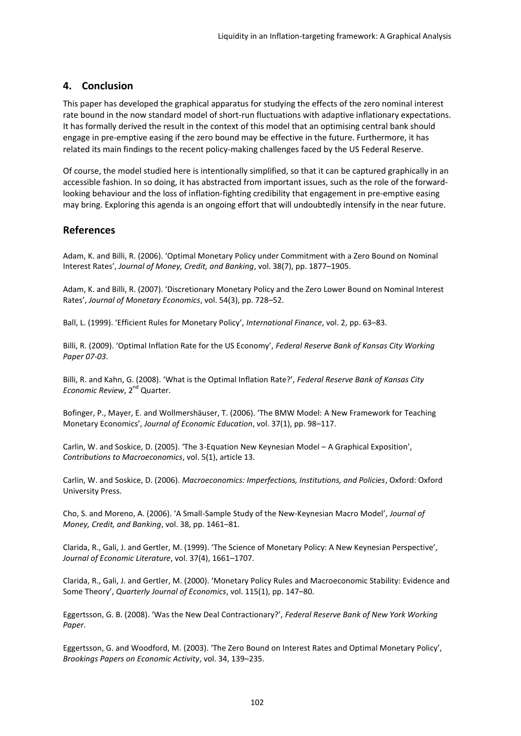## 4. Conclusion

This paper has developed the graphical apparatus for studying the effects of the zero nominal interest rate bound in the now standard model of short-run fluctuations with adaptive inflationary expectations. It has formally derived the result in the context of this model that an optimising central bank should engage in pre-emptive easing if the zero bound may be effective in the future. Furthermore, it has related its main findings to the recent policy-making challenges faced by the US Federal Reserve.

Of course, the model studied here is intentionally simplified, so that it can be captured graphically in an accessible fashion. In so doing, it has abstracted from important issues, such as the role of the forward-looking behaviour and the loss of inflation-fighting credibility that engagement in pre-emptive easing may bring. Exploring this agenda is an ongoing effort that will undoubtedly intensify in the near future.

## References

Adam, K. and Billi, R. (2006). 'Optimal Monetary Policy under Commitment with a Zero Bound on Nominal Interest Rates', *Journal of Money, Credit, and Banking*, vol. 38(7), pp. 1877–1905.

Adam, K. and Billi, R. (2007). 'Discretionary Monetary Policy and the Zero Lower Bound on Nominal Interest Rates', *Journal of Monetary Economics*, vol. 54(3), pp. 728–52.

Ball, L. (1999). 'Efficient Rules for Monetary Policy', *International Finance*, vol. 2, pp. 63–83.

Billi, R. (2009). 'Optimal Inflation Rate for the US Economy', *Federal Reserve Bank of Kansas City Working Paper 07-03*.

Billi, R. and Kahn, G. (2008). 'What is the Optimal Inflation Rate?', *Federal Reserve Bank of Kansas City Economic Review*, 2nd Quarter.

Bofinger, P., Mayer, E. and Wollmershäuser, T. (2006). 'The BMW Model: A New Framework for Teaching Monetary Economics', *Journal of Economic Education*, vol. 37(1), pp. 98–117.

Carlin, W. and Soskice, D. (2005). 'The 3-Equation New Keynesian Model – A Graphical Exposition', *Contributions to Macroeconomics*, vol. 5(1), article 13.

Carlin, W. and Soskice, D. (2006). *Macroeconomics: Imperfections, Institutions, and Policies*, Oxford: Oxford University Press.

Cho, S. and Moreno, A. (2006). 'A Small-Sample Study of the New-Keynesian Macro Model', *Journal of Money, Credit, and Banking*, vol. 38, pp. 1461–81.

Clarida, R., Gali, J. and Gertler, M. (1999). 'The Science of Monetary Policy: A New Keynesian Perspective', *Journal of Economic Literature*, vol. 37(4), 1661–1707.

Clarida, R., Gali, J. and Gertler, M. (2000). 'Monetary Policy Rules and Macroeconomic Stability: Evidence and Some Theory', *Quarterly Journal of Economics*, vol. 115(1), pp. 147–80.

Eggertsson, G. B. (2008). 'Was the New Deal Contractionary?', *Federal Reserve Bank of New York Working Paper*.

Eggertsson, G. and Woodford, M. (2003). 'The Zero Bound on Interest Rates and Optimal Monetary Policy', *Brookings Papers on Economic Activity*, vol. 34, 139–235.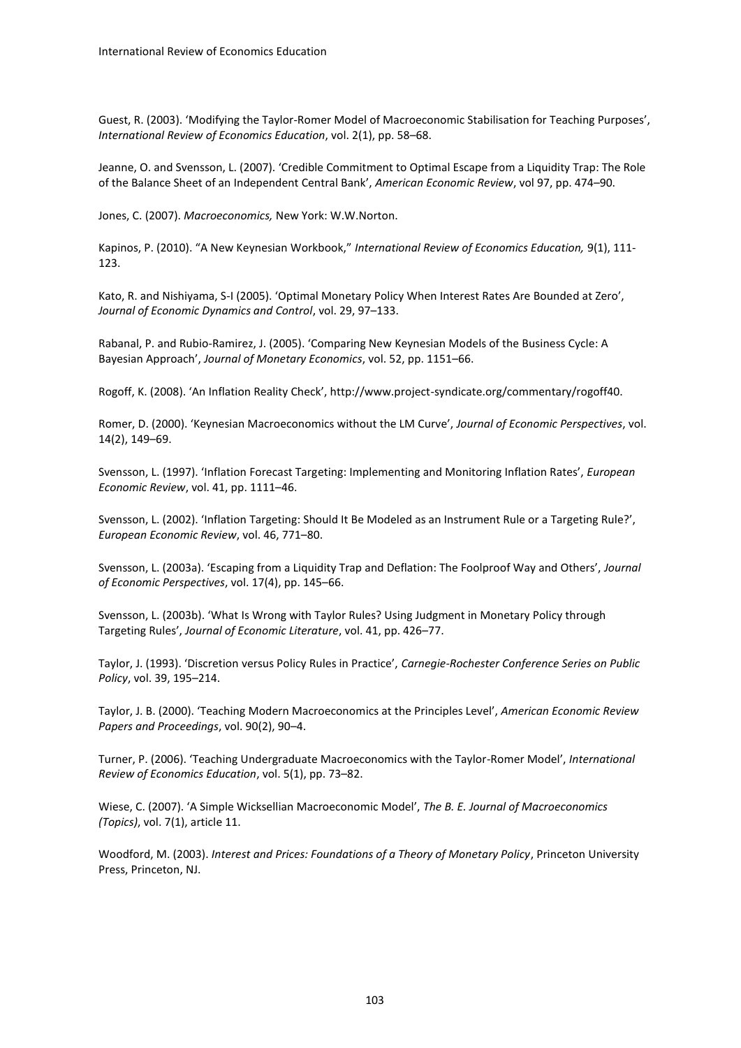Guest, R. (2003). 'Modifying the Taylor-Romer Model of Macroeconomic Stabilisation for Teaching Purposes', *International Review of Economics Education*, vol. 2(1), pp. 58–68.

Jeanne, O. and Svensson, L. (2007). 'Credible Commitment to Optimal Escape from a Liquidity Trap: The Role of the Balance Sheet of an Independent Central Bank', *American Economic Review*, vol 97, pp. 474–90.

Jones, C. (2007). *Macroeconomics,* New York: W.W.Norton.

Kapinos, P. (2010). "A New Keynesian Workbook," *International Review of Economics Education,* 9(1), 111-123.

Kato, R. and Nishiyama, S-I (2005). 'Optimal Monetary Policy When Interest Rates Are Bounded at Zero', *Journal of Economic Dynamics and Control*, vol. 29, 97–133.

Rabanal, P. and Rubio-Ramirez, J. (2005). 'Comparing New Keynesian Models of the Business Cycle: A Bayesian Approach', *Journal of Monetary Economics*, vol. 52, pp. 1151–66.

Rogoff, K. (2008). 'An Inflation Reality Check', http://www.project-syndicate.org/commentary/rogoff40.

Romer, D. (2000). 'Keynesian Macroeconomics without the LM Curve', *Journal of Economic Perspectives*, vol. 14(2), 149–69.

Svensson, L. (1997). 'Inflation Forecast Targeting: Implementing and Monitoring Inflation Rates', *European Economic Review*, vol. 41, pp. 1111–46.

Svensson, L. (2002). 'Inflation Targeting: Should It Be Modeled as an Instrument Rule or a Targeting Rule?', *European Economic Review*, vol. 46, 771–80.

Svensson, L. (2003a). 'Escaping from a Liquidity Trap and Deflation: The Foolproof Way and Others', *Journal of Economic Perspectives*, vol. 17(4), pp. 145–66.

Svensson, L. (2003b). 'What Is Wrong with Taylor Rules? Using Judgment in Monetary Policy through Targeting Rules', *Journal of Economic Literature*, vol. 41, pp. 426–77.

Taylor, J. (1993). 'Discretion versus Policy Rules in Practice', *Carnegie-Rochester Conference Series on Public Policy*, vol. 39, 195–214.

Taylor, J. B. (2000). 'Teaching Modern Macroeconomics at the Principles Level', *American Economic Review Papers and Proceedings*, vol. 90(2), 90–4.

Turner, P. (2006). 'Teaching Undergraduate Macroeconomics with the Taylor-Romer Model', *International Review of Economics Education*, vol. 5(1), pp. 73–82.

Wiese, C. (2007). 'A Simple Wicksellian Macroeconomic Model', *The B. E. Journal of Macroeconomics (Topics)*, vol. 7(1), article 11.

Woodford, M. (2003). *Interest and Prices: Foundations of a Theory of Monetary Policy*, Princeton University Press, Princeton, NJ.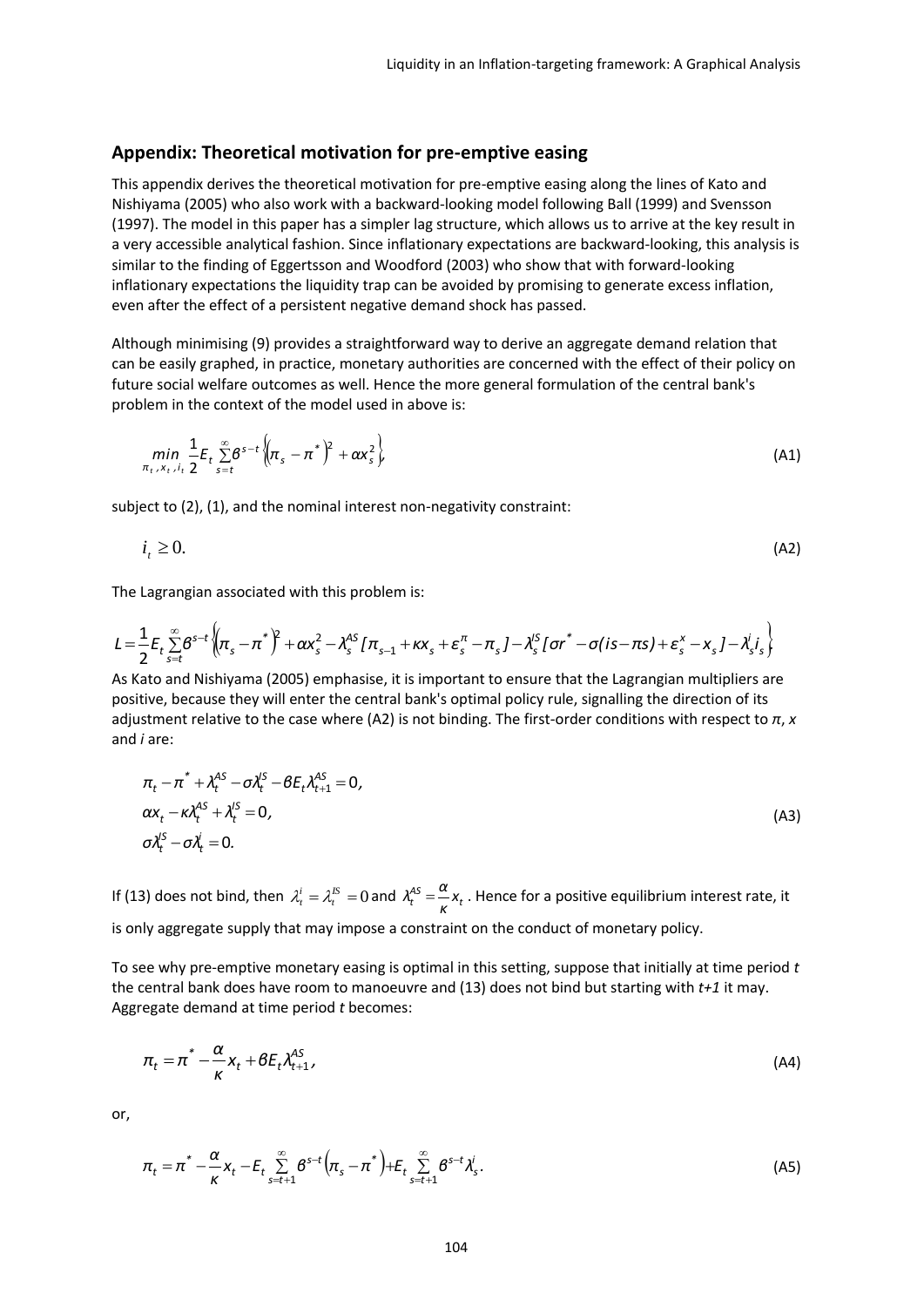## Appendix: Theoretical motivation for pre-emptive easing

This appendix derives the theoretical motivation for pre-emptive easing along the lines of Kato and Nishiyama (2005) who also work with a backward-looking model following Ball (1999) and Svensson (1997). The model in this paper has a simpler lag structure, which allows us to arrive at the key result in a very accessible analytical fashion. Since inflationary expectations are backward-looking, this analysis is similar to the finding of Eggertsson and Woodford (2003) who show that with forward-looking inflationary expectations the liquidity trap can be avoided by promising to generate excess inflation, even after the effect of a persistent negative demand shock has passed.

Although minimising (9) provides a straightforward way to derive an aggregate demand relation that can be easily graphed, in practice, monetary authorities are concerned with the effect of their policy on future social welfare outcomes as well. Hence the more general formulation of the central bank's problem in the context of the model used in above is:

$$\min_{\pi_t, x_t, i_t} \frac{1}{2} E_t \sum_{s=t}^{\infty} \beta^{s-t} \left\{ \left(\pi_s - \pi^*\right)^2 + \alpha x_s^2 \right\}, \tag{A1}$$

subject to (2), (1), and the nominal interest non-negativity constraint:

$$i_t \geq 0. \tag{A2}$$

The Lagrangian associated with this problem is:

$$L = \frac{1}{2} E_t \sum_{s=t}^{\infty} \beta^{s-t} \left\{ \left(\pi_s - \pi^*\right)^2 + \alpha x_s^2 - \lambda_s^{AS} [\pi_{s-1} + \kappa x_s + \varepsilon_s^{\pi} - \pi_s] - \lambda_s^{IS} [\sigma r^* - \sigma(is - \pi s) + \varepsilon_s^{x} - x_s] - \lambda_s^{i} i_s \right\}$$

As Kato and Nishiyama (2005) emphasise, it is important to ensure that the Lagrangian multipliers are positive, because they will enter the central bank's optimal policy rule, signalling the direction of its adjustment relative to the case where (A2) is not binding. The first-order conditions with respect to $\pi$, $x$ and $i$ are:

$$\begin{aligned}
&\pi_t - \pi^* + \lambda_t^{AS} - \sigma \lambda_t^{IS} - \beta E_t \lambda_{t+1}^{AS} = 0, \\
&\alpha x_t - \kappa \lambda_t^{AS} + \lambda_t^{IS} = 0, \\
&\sigma \lambda_t^{IS} - \sigma \lambda_t^{i} = 0.
\end{aligned} \tag{A3}$$

If (13) does not bind, then $\lambda_t^{i} = \lambda_t^{IS} = 0$ and $\lambda_t^{AS} = \frac{\alpha}{\kappa} x_t$. Hence for a positive equilibrium interest rate, it is only aggregate supply that may impose a constraint on the conduct of monetary policy.

To see why pre-emptive monetary easing is optimal in this setting, suppose that initially at time period $t$ the central bank does have room to manoeuvre and (13) does not bind but starting with $t+1$ it may. Aggregate demand at time period $t$ becomes:

$$\pi_t = \pi^* - \frac{\alpha}{\kappa} x_t + \beta E_t \lambda_{t+1}^{AS}, \tag{A4}$$

or,

$$\pi_t = \pi^* - \frac{\alpha}{\kappa} x_t - E_t \sum_{s=t+1}^{\infty} \beta^{s-t} \left(\pi_s - \pi^*\right) + E_t \sum_{s=t+1}^{\infty} \beta^{s-t} \lambda_s^{i}. \tag{A5}$$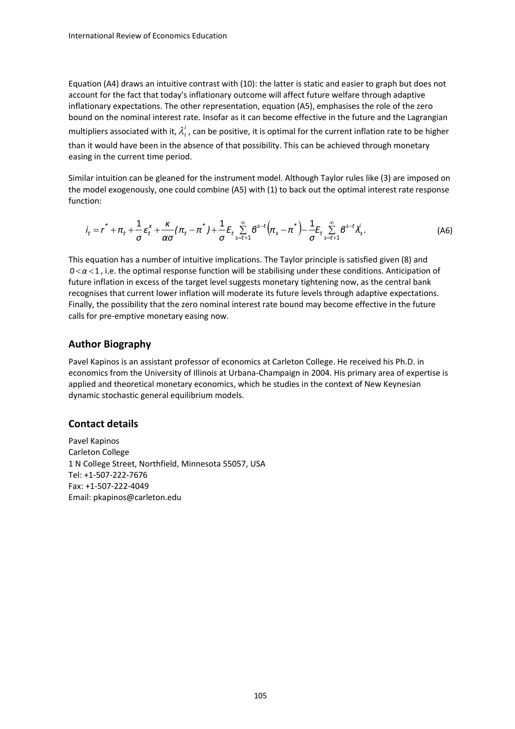Equation (A4) draws an intuitive contrast with (10): the latter is static and easier to graph but does not account for the fact that today's inflationary outcome will affect future welfare through adaptive inflationary expectations. The other representation, equation (A5), emphasises the role of the zero bound on the nominal interest rate. Insofar as it can become effective in the future and the Lagrangian multipliers associated with it, $\lambda_t^i$, can be positive, it is optimal for the current inflation rate to be higher than it would have been in the absence of that possibility. This can be achieved through monetary easing in the current time period.

Similar intuition can be gleaned for the instrument model. Although Taylor rules like (3) are imposed on the model exogenously, one could combine (A5) with (1) to back out the optimal interest rate response function:

$$i_t = r^* + \pi_t + \frac{1}{\sigma}\varepsilon_t^x + \frac{\kappa}{\alpha\sigma}(\pi_t - \pi^*) + \frac{1}{\sigma}E_t \sum_{s=t+1}^{\infty} \beta^{s-t}\left(\pi_s - \pi^*\right) - \frac{1}{\sigma}E_t \sum_{s=t+1}^{\infty} \beta^{s-t}\lambda_s^i. \tag{A6}$$

This equation has a number of intuitive implications. The Taylor principle is satisfied given (8) and $0 < \alpha < 1$, i.e. the optimal response function will be stabilising under these conditions. Anticipation of future inflation in excess of the target level suggests monetary tightening now, as the central bank recognises that current lower inflation will moderate its future levels through adaptive expectations. Finally, the possibility that the zero nominal interest rate bound may become effective in the future calls for pre-emptive monetary easing now.

## Author Biography

Pavel Kapinos is an assistant professor of economics at Carleton College. He received his Ph.D. in economics from the University of Illinois at Urbana-Champaign in 2004. His primary area of expertise is applied and theoretical monetary economics, which he studies in the context of New Keynesian dynamic stochastic general equilibrium models.

## Contact details

Pavel Kapinos
Carleton College
1 N College Street, Northfield, Minnesota 55057, USA
Tel: +1-507-222-7676
Fax: +1-507-222-4049
Email: pkapinos@carleton.edu